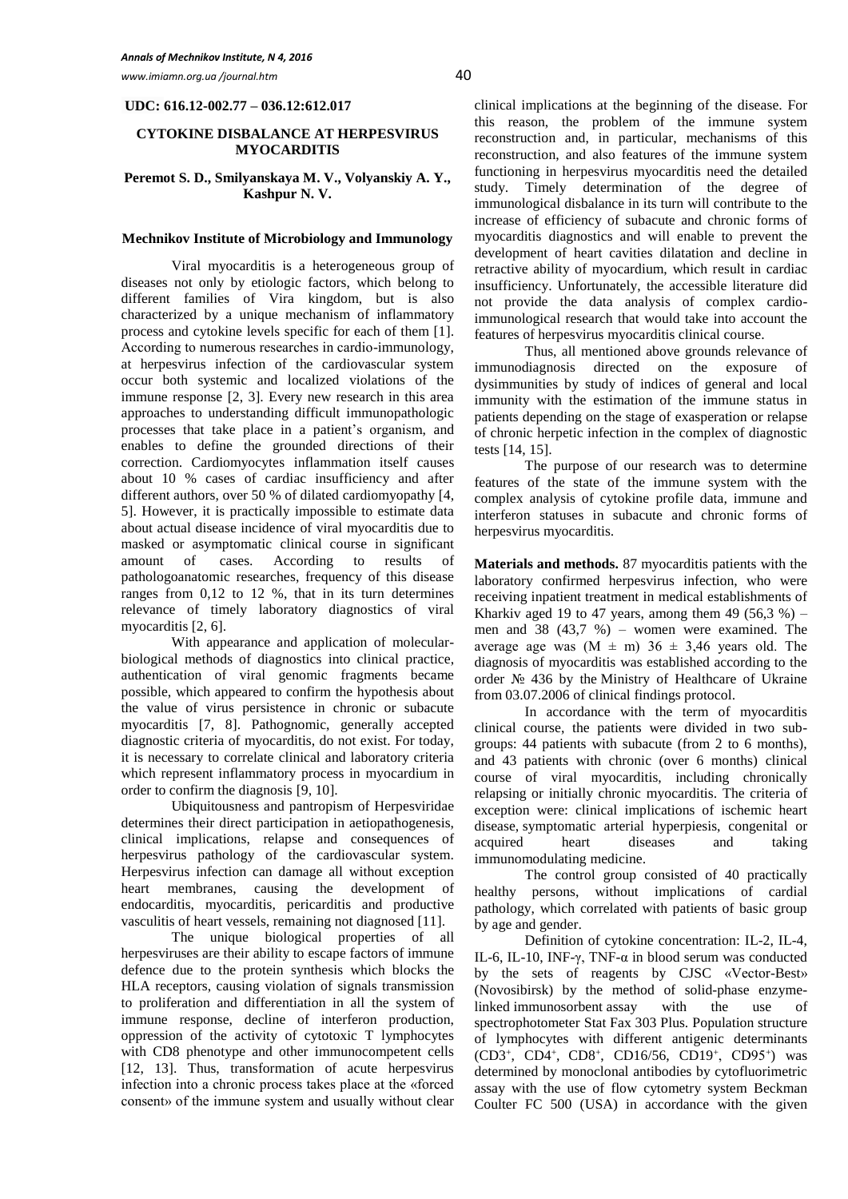**UDC: 616.12-002.77 – 036.12:612.017**

# CYTOKINE DISBALANCE AT HERPESVIRUS MYOCARDITIS

**Peremot S. D., Smilyanskaya M. V., Volyanskiy A. Y., Kashpur N. V.**

**Mechnikov Institute of Microbiology and Immunology**

Viral myocarditis is a heterogeneous group of diseases not only by etiologic factors, which belong to different families of Vira kingdom, but is also characterized by a unique mechanism of inflammatory process and cytokine levels specific for each of them [1]. According to numerous researches in cardio-immunology, at herpesvirus infection of the cardiovascular system occur both systemic and localized violations of the immune response [2, 3]. Every new research in this area approaches to understanding difficult immunopathologic processes that take place in a patient's organism, and enables to define the grounded directions of their correction. Cardiomyocytes inflammation itself causes about 10 % cases of cardiac insufficiency and after different authors, over 50 % of dilated cardiomyopathy [4, 5]. However, it is practically impossible to estimate data about actual disease incidence of viral myocarditis due to masked or asymptomatic clinical course in significant amount of cases. According to results of pathologoanatomic researches, frequency of this disease ranges from 0,12 to 12 %, that in its turn determines relevance of timely laboratory diagnostics of viral myocarditis [2, 6].

With appearance and application of molecular-biological methods of diagnostics into clinical practice, authentication of viral genomic fragments became possible, which appeared to confirm the hypothesis about the value of virus persistence in chronic or subacute myocarditis [7, 8]. Pathognomic, generally accepted diagnostic criteria of myocarditis, do not exist. For today, it is necessary to correlate clinical and laboratory criteria which represent inflammatory process in myocardium in order to confirm the diagnosis [9, 10].

Ubiquitousness and pantropism of Herpesviridae determines their direct participation in aetiopathogenesis, clinical implications, relapse and consequences of herpesvirus pathology of the cardiovascular system. Herpesvirus infection can damage all without exception heart membranes, causing the development of endocarditis, myocarditis, pericarditis and productive vasculitis of heart vessels, remaining not diagnosed [11].

The unique biological properties of all herpesviruses are their ability to escape factors of immune defence due to the protein synthesis which blocks the HLA receptors, causing violation of signals transmission to proliferation and differentiation in all the system of immune response, decline of interferon production, oppression of the activity of cytotoxic T lymphocytes with CD8 phenotype and other immunocompetent cells [12, 13]. Thus, transformation of acute herpesvirus infection into a chronic process takes place at the «forced consent» of the immune system and usually without clear clinical implications at the beginning of the disease. For this reason, the problem of the immune system reconstruction and, in particular, mechanisms of this reconstruction, and also features of the immune system functioning in herpesvirus myocarditis need the detailed study. Timely determination of the degree of immunological disbalance in its turn will contribute to the increase of efficiency of subacute and chronic forms of myocarditis diagnostics and will enable to prevent the development of heart cavities dilatation and decline in retractive ability of myocardium, which result in cardiac insufficiency. Unfortunately, the accessible literature did not provide the data analysis of complex cardio-immunological research that would take into account the features of herpesvirus myocarditis clinical course.

Thus, all mentioned above grounds relevance of immunodiagnosis directed on the exposure of dysimmunities by study of indices of general and local immunity with the estimation of the immune status in patients depending on the stage of exasperation or relapse of chronic herpetic infection in the complex of diagnostic tests [14, 15].

The purpose of our research was to determine features of the state of the immune system with the complex analysis of cytokine profile data, immune and interferon statuses in subacute and chronic forms of herpesvirus myocarditis.

**Materials and methods.** 87 myocarditis patients with the laboratory confirmed herpesvirus infection, who were receiving inpatient treatment in medical establishments of Kharkiv aged 19 to 47 years, among them 49 (56,3 %) – men and 38 (43,7 %) – women were examined. The average age was ($M \pm m$) $36 \pm 3{,}46$ years old. The diagnosis of myocarditis was established according to the order № 436 by the Ministry of Healthcare of Ukraine from 03.07.2006 of clinical findings protocol.

In accordance with the term of myocarditis clinical course, the patients were divided in two sub-groups: 44 patients with subacute (from 2 to 6 months), and 43 patients with chronic (over 6 months) clinical course of viral myocarditis, including chronically relapsing or initially chronic myocarditis. The criteria of exception were: clinical implications of ischemic heart disease, symptomatic arterial hyperpiesis, congenital or acquired heart diseases and taking immunomodulating medicine.

The control group consisted of 40 practically healthy persons, without implications of cardial pathology, which correlated with patients of basic group by age and gender.

Definition of cytokine concentration: IL-2, IL-4, IL-6, IL-10, INF-γ, TNF-α in blood serum was conducted by the sets of reagents by CJSC «Vector-Best» (Novosibirsk) by the method of solid-phase enzyme-linked immunosorbent assay with the use of spectrophotometer Stat Fax 303 Plus. Population structure of lymphocytes with different antigenic determinants ($CD3^+$, $CD4^+$, $CD8^+$, CD16/56, $CD19^+$, $CD95^+$) was determined by monoclonal antibodies by cytofluorimetric assay with the use of flow cytometry system Beckman Coulter FC 500 (USA) in accordance with the given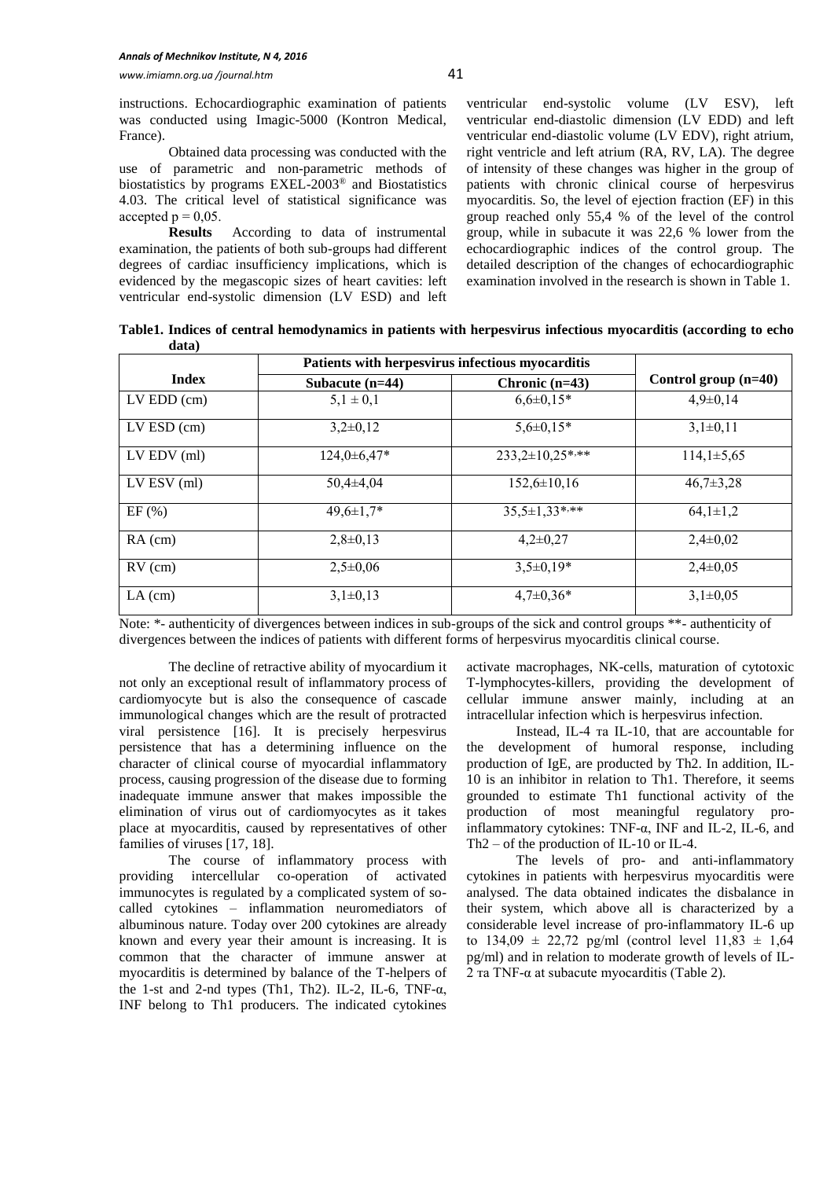instructions. Echocardiographic examination of patients was conducted using Imagic-5000 (Kontron Medical, France).

Obtained data processing was conducted with the use of parametric and non-parametric methods of biostatistics by programs EXEL-2003® and Biostatistics 4.03. The critical level of statistical significance was accepted $p = 0{,}05$.

**Results** According to data of instrumental examination, the patients of both sub-groups had different degrees of cardiac insufficiency implications, which is evidenced by the megascopic sizes of heart cavities: left ventricular end-systolic dimension (LV ESD) and left ventricular end-systolic volume (LV ESV), left ventricular end-diastolic dimension (LV EDD) and left ventricular end-diastolic volume (LV EDV), right atrium, right ventricle and left atrium (RA, RV, LA). The degree of intensity of these changes was higher in the group of patients with chronic clinical course of herpesvirus myocarditis. So, the level of ejection fraction (EF) in this group reached only 55,4 % of the level of the control group, while in subacute it was 22,6 % lower from the echocardiographic indices of the control group. The detailed description of the changes of echocardiographic examination involved in the research is shown in Table 1.

**Table1. Indices of central hemodynamics in patients with herpesvirus infectious myocarditis (according to echo data)**

| Index | Patients with herpesvirus infectious myocarditis | | Control group (n=40) |
|---|---|---|---|
| | Subacute (n=44) | Chronic (n=43) | |
| LV EDD (cm) | 5,1 ± 0,1 | 6,6±0,15* | 4,9±0,14 |
| LV ESD (cm) | 3,2±0,12 | 5,6±0,15* | 3,1±0,11 |
| LV EDV (ml) | 124,0±6,47* | 233,2±10,25*,** | 114,1±5,65 |
| LV ESV (ml) | 50,4±4,04 | 152,6±10,16 | 46,7±3,28 |
| EF (%) | 49,6±1,7* | 35,5±1,33*,** | 64,1±1,2 |
| RA (cm) | 2,8±0,13 | 4,2±0,27 | 2,4±0,02 |
| RV (cm) | 2,5±0,06 | 3,5±0,19* | 2,4±0,05 |
| LA (cm) | 3,1±0,13 | 4,7±0,36* | 3,1±0,05 |

Note: *- authenticity of divergences between indices in sub-groups of the sick and control groups **- authenticity of divergences between the indices of patients with different forms of herpesvirus myocarditis clinical course.

The decline of retractive ability of myocardium it not only an exceptional result of inflammatory process of cardiomyocyte but is also the consequence of cascade immunological changes which are the result of protracted viral persistence [16]. It is precisely herpesvirus persistence that has a determining influence on the character of clinical course of myocardial inflammatory process, causing progression of the disease due to forming inadequate immune answer that makes impossible the elimination of virus out of cardiomyocytes as it takes place at myocarditis, caused by representatives of other families of viruses [17, 18].

The course of inflammatory process with providing intercellular co-operation of activated immunocytes is regulated by a complicated system of so-called cytokines – inflammation neuromediators of albuminous nature. Today over 200 cytokines are already known and every year their amount is increasing. It is common that the character of immune answer at myocarditis is determined by balance of the T-helpers of the 1-st and 2-nd types (Th1, Th2). IL-2, IL-6, TNF-α, INF belong to Th1 producers. The indicated cytokines activate macrophages, NK-cells, maturation of cytotoxic T-lymphocytes-killers, providing the development of cellular immune answer mainly, including at an intracellular infection which is herpesvirus infection.

Instead, IL-4 та IL-10, that are accountable for the development of humoral response, including production of IgE, are producted by Th2. In addition, IL-10 is an inhibitor in relation to Th1. Therefore, it seems grounded to estimate Th1 functional activity of the production of most meaningful regulatory pro-inflammatory cytokines: TNF-α, INF and IL-2, IL-6, and Th2 – of the production of IL-10 or IL-4.

The levels of pro- and anti-inflammatory cytokines in patients with herpesvirus myocarditis were analysed. The data obtained indicates the disbalance in their system, which above all is characterized by a considerable level increase of pro-inflammatory IL-6 up to 134,09 ± 22,72 pg/ml (control level 11,83 ± 1,64 pg/ml) and in relation to moderate growth of levels of IL-2 та TNF-α at subacute myocarditis (Table 2).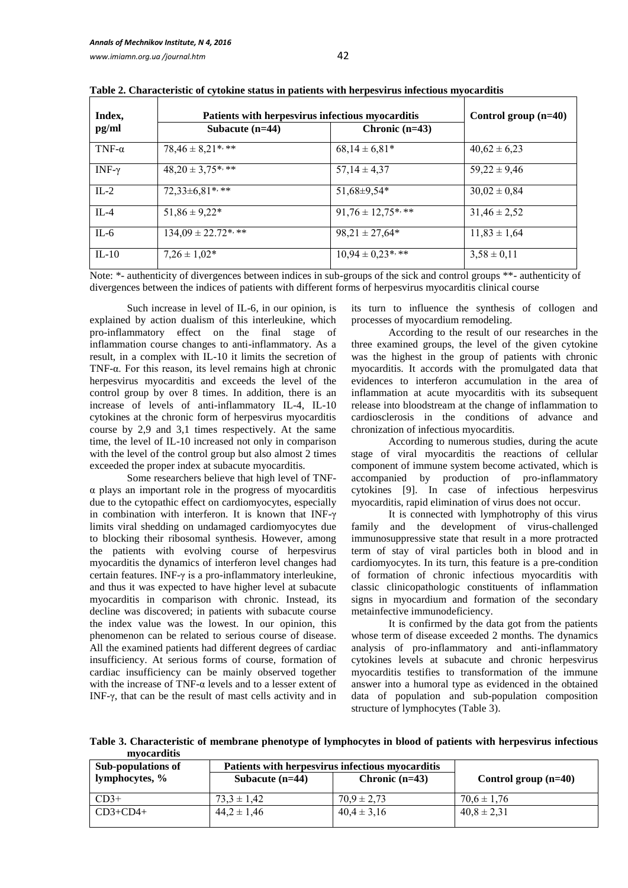**Table 2. Characteristic of cytokine status in patients with herpesvirus infectious myocarditis**

| Index, pg/ml | Patients with herpesvirus infectious myocarditis | | Control group (n=40) |
|---|---|---|---|
| | Subacute (n=44) | Chronic (n=43) | |
| TNF-α | 78,46 ± 8,21*, ** | 68,14 ± 6,81* | 40,62 ± 6,23 |
| INF-γ | 48,20 ± 3,75*, ** | 57,14 ± 4,37 | 59,22 ± 9,46 |
| IL-2 | 72,33±6,81*, ** | 51,68±9,54* | 30,02 ± 0,84 |
| IL-4 | 51,86 ± 9,22* | 91,76 ± 12,75*, ** | 31,46 ± 2,52 |
| IL-6 | 134,09 ± 22.72*, ** | 98,21 ± 27,64* | 11,83 ± 1,64 |
| IL-10 | 7,26 ± 1,02* | 10,94 ± 0,23*, ** | 3,58 ± 0,11 |

Note: *- authenticity of divergences between indices in sub-groups of the sick and control groups **- authenticity of divergences between the indices of patients with different forms of herpesvirus myocarditis clinical course

Such increase in level of IL-6, in our opinion, is explained by action dualism of this interleukine, which pro-inflammatory effect on the final stage of inflammation course changes to anti-inflammatory. As a result, in a complex with IL-10 it limits the secretion of TNF-α. For this reason, its level remains high at chronic herpesvirus myocarditis and exceeds the level of the control group by over 8 times. In addition, there is an increase of levels of anti-inflammatory IL-4, IL-10 cytokines at the chronic form of herpesvirus myocarditis course by 2,9 and 3,1 times respectively. At the same time, the level of IL-10 increased not only in comparison with the level of the control group but also almost 2 times exceeded the proper index at subacute myocarditis.

Some researchers believe that high level of TNF-α plays an important role in the progress of myocarditis due to the cytopathic effect on cardiomyocytes, especially in combination with interferon. It is known that INF-γ limits viral shedding on undamaged cardiomyocytes due to blocking their ribosomal synthesis. However, among the patients with evolving course of herpesvirus myocarditis the dynamics of interferon level changes had certain features. INF-γ is a pro-inflammatory interleukine, and thus it was expected to have higher level at subacute myocarditis in comparison with chronic. Instead, its decline was discovered; in patients with subacute course the index value was the lowest. In our opinion, this phenomenon can be related to serious course of disease. All the examined patients had different degrees of cardiac insufficiency. At serious forms of course, formation of cardiac insufficiency can be mainly observed together with the increase of TNF-α levels and to a lesser extent of INF-γ, that can be the result of mast cells activity and in its turn to influence the synthesis of collogen and processes of myocardium remodeling.

According to the result of our researches in the three examined groups, the level of the given cytokine was the highest in the group of patients with chronic myocarditis. It accords with the promulgated data that evidences to interferon accumulation in the area of inflammation at acute myocarditis with its subsequent release into bloodstream at the change of inflammation to cardiosclerosis in the conditions of advance and chronization of infectious myocarditis.

According to numerous studies, during the acute stage of viral myocarditis the reactions of cellular component of immune system become activated, which is accompanied by production of pro-inflammatory cytokines [9]. In case of infectious herpesvirus myocarditis, rapid elimination of virus does not occur.

It is connected with lymphotrophy of this virus family and the development of virus-challenged immunosuppressive state that result in a more protracted term of stay of viral particles both in blood and in cardiomyocytes. In its turn, this feature is a pre-condition of formation of chronic infectious myocarditis with classic clinicopathologic constituents of inflammation signs in myocardium and formation of the secondary metainfective immunodeficiency.

It is confirmed by the data got from the patients whose term of disease exceeded 2 months. The dynamics analysis of pro-inflammatory and anti-inflammatory cytokines levels at subacute and chronic herpesvirus myocarditis testifies to transformation of the immune answer into a humoral type as evidenced in the obtained data of population and sub-population composition structure of lymphocytes (Table 3).

**Table 3. Characteristic of membrane phenotype of lymphocytes in blood of patients with herpesvirus infectious myocarditis**

| Sub-populations of lymphocytes, % | Patients with herpesvirus infectious myocarditis | | Control group (n=40) |
|---|---|---|---|
| | Subacute (n=44) | Chronic (n=43) | |
| CD3+ | 73,3 ± 1,42 | 70,9 ± 2,73 | 70,6 ± 1,76 |
| CD3+CD4+ | 44,2 ± 1,46 | 40,4 ± 3,16 | 40,8 ± 2,31 |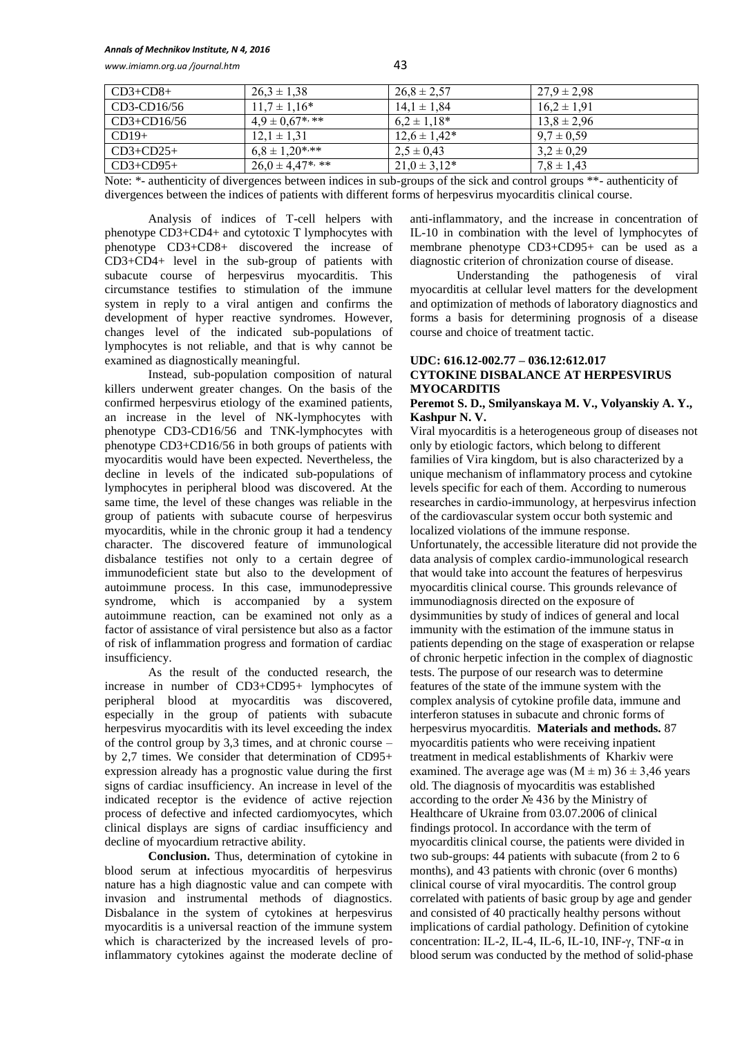| CD3+CD8+ | 26,3 ± 1,38 | 26,8 ± 2,57 | 27,9 ± 2,98 |
|---|---|---|---|
| CD3-CD16/56 | 11,7 ± 1,16* | 14,1 ± 1,84 | 16,2 ± 1,91 |
| CD3+CD16/56 | 4,9 ± 0,67*, ** | 6,2 ± 1,18* | 13,8 ± 2,96 |
| CD19+ | 12,1 ± 1,31 | 12,6 ± 1,42* | 9,7 ± 0,59 |
| CD3+CD25+ | 6,8 ± 1,20*,** | 2,5 ± 0,43 | 3,2 ± 0,29 |
| CD3+CD95+ | 26,0 ± 4,47*, ** | 21,0 ± 3,12* | 7,8 ± 1,43 |

Note: *- authenticity of divergences between indices in sub-groups of the sick and control groups **- authenticity of divergences between the indices of patients with different forms of herpesvirus myocarditis clinical course.

Analysis of indices of T-cell helpers with phenotype CD3+CD4+ and cytotoxic T lymphocytes with phenotype CD3+CD8+ discovered the increase of CD3+CD4+ level in the sub-group of patients with subacute course of herpesvirus myocarditis. This circumstance testifies to stimulation of the immune system in reply to a viral antigen and confirms the development of hyper reactive syndromes. However, changes level of the indicated sub-populations of lymphocytes is not reliable, and that is why cannot be examined as diagnostically meaningful.

Instead, sub-population composition of natural killers underwent greater changes. On the basis of the confirmed herpesvirus etiology of the examined patients, an increase in the level of NK-lymphocytes with phenotype CD3-CD16/56 and TNK-lymphocytes with phenotype CD3+CD16/56 in both groups of patients with myocarditis would have been expected. Nevertheless, the decline in levels of the indicated sub-populations of lymphocytes in peripheral blood was discovered. At the same time, the level of these changes was reliable in the group of patients with subacute course of herpesvirus myocarditis, while in the chronic group it had a tendency character. The discovered feature of immunological disbalance testifies not only to a certain degree of immunodeficient state but also to the development of autoimmune process. In this case, immunodepressive syndrome, which is accompanied by a system autoimmune reaction, can be examined not only as a factor of assistance of viral persistence but also as a factor of risk of inflammation progress and formation of cardiac insufficiency.

As the result of the conducted research, the increase in number of CD3+CD95+ lymphocytes of peripheral blood at myocarditis was discovered, especially in the group of patients with subacute herpesvirus myocarditis with its level exceeding the index of the control group by 3,3 times, and at chronic course – by 2,7 times. We consider that determination of CD95+ expression already has a prognostic value during the first signs of cardiac insufficiency. An increase in level of the indicated receptor is the evidence of active rejection process of defective and infected cardiomyocytes, which clinical displays are signs of cardiac insufficiency and decline of myocardium retractive ability.

**Conclusion.** Thus, determination of cytokine in blood serum at infectious myocarditis of herpesvirus nature has a high diagnostic value and can compete with invasion and instrumental methods of diagnostics. Disbalance in the system of cytokines at herpesvirus myocarditis is a universal reaction of the immune system which is characterized by the increased levels of pro-inflammatory cytokines against the moderate decline of anti-inflammatory, and the increase in concentration of IL-10 in combination with the level of lymphocytes of membrane phenotype CD3+CD95+ can be used as a diagnostic criterion of chronization course of disease.

Understanding the pathogenesis of viral myocarditis at cellular level matters for the development and optimization of methods of laboratory diagnostics and forms a basis for determining prognosis of a disease course and choice of treatment tactic.

**UDC: 616.12-002.77 – 036.12:612.017**

## CYTOKINE DISBALANCE AT HERPESVIRUS MYOCARDITIS

**Peremot S. D., Smilyanskaya M. V., Volyanskiy A. Y., Kashpur N. V.**

Viral myocarditis is a heterogeneous group of diseases not only by etiologic factors, which belong to different families of Vira kingdom, but is also characterized by a unique mechanism of inflammatory process and cytokine levels specific for each of them. According to numerous researches in cardio-immunology, at herpesvirus infection of the cardiovascular system occur both systemic and localized violations of the immune response. Unfortunately, the accessible literature did not provide the data analysis of complex cardio-immunological research that would take into account the features of herpesvirus myocarditis clinical course. This grounds relevance of immunodiagnosis directed on the exposure of dysimmunities by study of indices of general and local immunity with the estimation of the immune status in patients depending on the stage of exasperation or relapse of chronic herpetic infection in the complex of diagnostic tests. The purpose of our research was to determine features of the state of the immune system with the complex analysis of cytokine profile data, immune and interferon statuses in subacute and chronic forms of herpesvirus myocarditis. **Materials and methods.** 87 myocarditis patients who were receiving inpatient treatment in medical establishments of Kharkiv were examined. The average age was (M ± m) 36 ± 3,46 years old. The diagnosis of myocarditis was established according to the order № 436 by the Ministry of Healthcare of Ukraine from 03.07.2006 of clinical findings protocol. In accordance with the term of myocarditis clinical course, the patients were divided in two sub-groups: 44 patients with subacute (from 2 to 6 months), and 43 patients with chronic (over 6 months) clinical course of viral myocarditis. The control group correlated with patients of basic group by age and gender and consisted of 40 practically healthy persons without implications of cardial pathology. Definition of cytokine concentration: IL-2, IL-4, IL-6, IL-10, INF-γ, TNF-α in blood serum was conducted by the method of solid-phase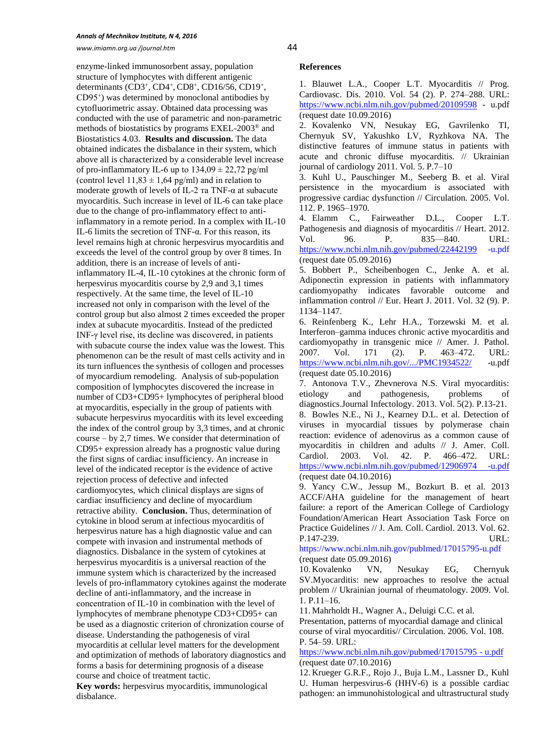enzyme-linked immunosorbent assay, population structure of lymphocytes with different antigenic determinants ($CD3^+$, $CD4^+$, $CD8^+$, CD16/56, $CD19^+$, $CD95^+$) was determined by monoclonal antibodies by cytofluorimetric assay. Obtained data processing was conducted with the use of parametric and non-parametric methods of biostatistics by programs EXEL-2003® and Biostatistics 4.03. **Results and discussion.** The data obtained indicates the disbalance in their system, which above all is characterized by a considerable level increase of pro-inflammatory IL-6 up to $134{,}09 \pm 22{,}72$ pg/ml (control level $11{,}83 \pm 1{,}64$ pg/ml) and in relation to moderate growth of levels of IL-2 та TNF-α at subacute myocarditis. Such increase in level of IL-6 can take place due to the change of pro-inflammatory effect to anti-inflammatory in a remote period. In a complex with IL-10 IL-6 limits the secretion of TNF-α. For this reason, its level remains high at chronic herpesvirus myocarditis and exceeds the level of the control group by over 8 times. In addition, there is an increase of levels of anti-inflammatory IL-4, IL-10 cytokines at the chronic form of herpesvirus myocarditis course by 2,9 and 3,1 times respectively. At the same time, the level of IL-10 increased not only in comparison with the level of the control group but also almost 2 times exceeded the proper index at subacute myocarditis. Instead of the predicted INF-γ level rise, its decline was discovered, in patients with subacute course the index value was the lowest. This phenomenon can be the result of mast cells activity and in its turn influences the synthesis of collogen and processes of myocardium remodeling. Analysis of sub-population composition of lymphocytes discovered the increase in number of CD3+CD95+ lymphocytes of peripheral blood at myocarditis, especially in the group of patients with subacute herpesvirus myocarditis with its level exceeding the index of the control group by 3,3 times, and at chronic course – by 2,7 times. We consider that determination of CD95+ expression already has a prognostic value during the first signs of cardiac insufficiency. An increase in level of the indicated receptor is the evidence of active rejection process of defective and infected cardiomyocytes, which clinical displays are signs of cardiac insufficiency and decline of myocardium retractive ability. **Conclusion.** Thus, determination of cytokine in blood serum at infectious myocarditis of herpesvirus nature has a high diagnostic value and can compete with invasion and instrumental methods of diagnostics. Disbalance in the system of cytokines at herpesvirus myocarditis is a universal reaction of the immune system which is characterized by the increased levels of pro-inflammatory cytokines against the moderate decline of anti-inflammatory, and the increase in concentration of IL-10 in combination with the level of lymphocytes of membrane phenotype CD3+CD95+ can be used as a diagnostic criterion of chronization course of disease. Understanding the pathogenesis of viral myocarditis at cellular level matters for the development and optimization of methods of laboratory diagnostics and forms a basis for determining prognosis of a disease course and choice of treatment tactic.

**Key words:** herpesvirus myocarditis, immunological disbalance.

## References

1. Blauwet L.A., Cooper L.T. Myocarditis // Prog. Cardiovasc. Dis. 2010. Vol. 54 (2). P. 274–288. URL: https://www.ncbi.nlm.nih.gov/pubmed/20109598 - u.pdf (request date 10.09.2016)
2. Kovalenko VN, Nesukay EG, Gavrilenko TI, Chernyuk SV, Yakushko LV, Ryzhkova NA. The distinctive features of immune status in patients with acute and chronic diffuse myocarditis. // Ukrainian journal of cardiology 2011. Vol. 5. P.7–10
3. Kuhl U., Pauschinger M., Seeberg B. et al. Viral persistence in the myocardium is associated with progressive cardiac dysfunction // Circulation. 2005. Vol. 112. P. 1965–1970.
4. Elamm C., Fairweather D.L., Cooper L.T. Pathogenesis and diagnosis of myocarditis // Heart. 2012. Vol. 96. P. 835—840. URL: https://www.ncbi.nlm.nih.gov/pubmed/22442199 -u.pdf (request date 05.09.2016)
5. Bobbert P., Scheibenbogen C., Jenke A. et al. Adiponectin expression in patients with inflammatory cardiomyopathy indicates favorable outcome and inflammation control // Eur. Heart J. 2011. Vol. 32 (9). P. 1134–1147.
6. Reinfenberg K., Lehr H.A., Torzewski M. et al. Interferon–gamma induces chronic active myocarditis and cardiomyopathy in transgenic mice // Amer. J. Pathol. 2007. Vol. 171 (2). P. 463–472. URL: https://www.ncbi.nlm.nih.gov/.../PMC1934522/ -u.pdf (request date 05.10.2016)
7. Antonova T.V., Zhevnerova N.S. Viral myocarditis: etiology and pathogenesis, problems of diagnostics.Journal Infectology. 2013. Vol. 5(2). P.13-21.
8. Bowles N.E., Ni J., Kearney D.L. et al. Detection of viruses in myocardial tissues by polymerase chain reaction: evidence of adenovirus as a common cause of myocarditis in children and adults // J. Amer. Coll. Cardiol. 2003. Vol. 42. P. 466–472. URL: https://www.ncbi.nlm.nih.gov/pubmed/12906974 -u.pdf (request date 04.10.2016)
9. Yancy C.W., Jessup M., Bozkurt B. et al. 2013 ACCF/AHA guideline for the management of heart failure: a report of the American College of Cardiology Foundation/American Heart Association Task Force on Practice Guidelines // J. Am. Coll. Cardiol. 2013. Vol. 62. P.147-239. URL: https://www.ncbi.nlm.nih.gov/publmed/17015795-u.pdf (request date 05.09.2016)
10. Kovalenko VN, Nesukay EG, Chernyuk SV.Myocarditis: new approaches to resolve the actual problem // Ukrainian journal of rheumatology. 2009. Vol. 1. P.11–16.
11. Mahrholdt H., Wagner A., Deluigi C.C. et al. Presentation, patterns of myocardial damage and clinical course of viral myocarditis// Circulation. 2006. Vol. 108. P. 54–59. URL: https://www.ncbi.nlm.nih.gov/pubmed/17015795 - u.pdf (request date 07.10.2016)
12. Krueger G.R.F., Rojo J., Buja L.M., Lassner D., Kuhl U. Human herpesvirus-6 (HHV-6) is a possible cardiac pathogen: an immunohistological and ultrastructural study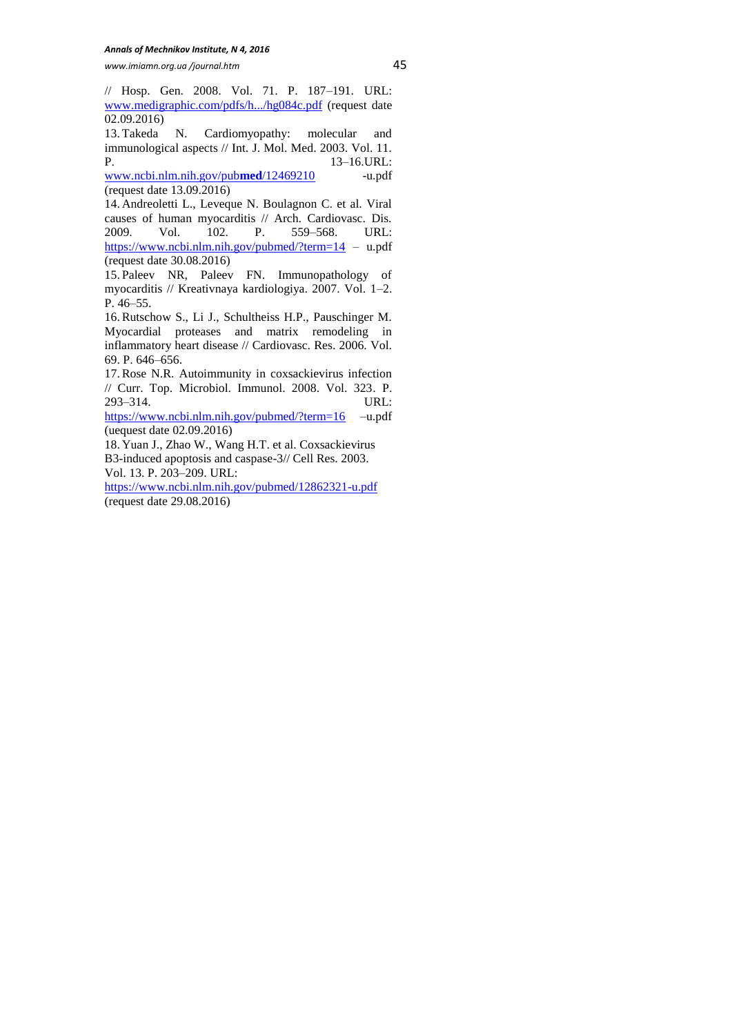// Hosp. Gen. 2008. Vol. 71. P. 187–191. URL: www.medigraphic.com/pdfs/h.../hg084c.pdf (request date 02.09.2016)

13. Takeda N. Cardiomyopathy: molecular and immunological aspects // Int. J. Mol. Med. 2003. Vol. 11. P. 13–16.URL: www.ncbi.nlm.nih.gov/pub**med**/12469210 -u.pdf (request date 13.09.2016)

14. Andreoletti L., Leveque N. Boulagnon C. et al. Viral causes of human myocarditis // Arch. Cardiovasc. Dis. 2009. Vol. 102. P. 559–568. URL: https://www.ncbi.nlm.nih.gov/pubmed/?term=14 – u.pdf (request date 30.08.2016)

15. Paleev NR, Paleev FN. Immunopathology of myocarditis // Kreativnaya kardiologiya. 2007. Vol. 1–2. P. 46–55.

16. Rutschow S., Li J., Schultheiss H.P., Pauschinger M. Myocardial proteases and matrix remodeling in inflammatory heart disease // Cardiovasc. Res. 2006. Vol. 69. P. 646–656.

17. Rose N.R. Autoimmunity in coxsackievirus infection // Curr. Top. Microbiol. Immunol. 2008. Vol. 323. P. 293–314. URL: https://www.ncbi.nlm.nih.gov/pubmed/?term=16 –u.pdf (uequest date 02.09.2016)

18. Yuan J., Zhao W., Wang H.T. et al. Coxsackievirus B3-induced apoptosis and caspase-3// Cell Res. 2003. Vol. 13. P. 203–209. URL: https://www.ncbi.nlm.nih.gov/pubmed/12862321-u.pdf (request date 29.08.2016)